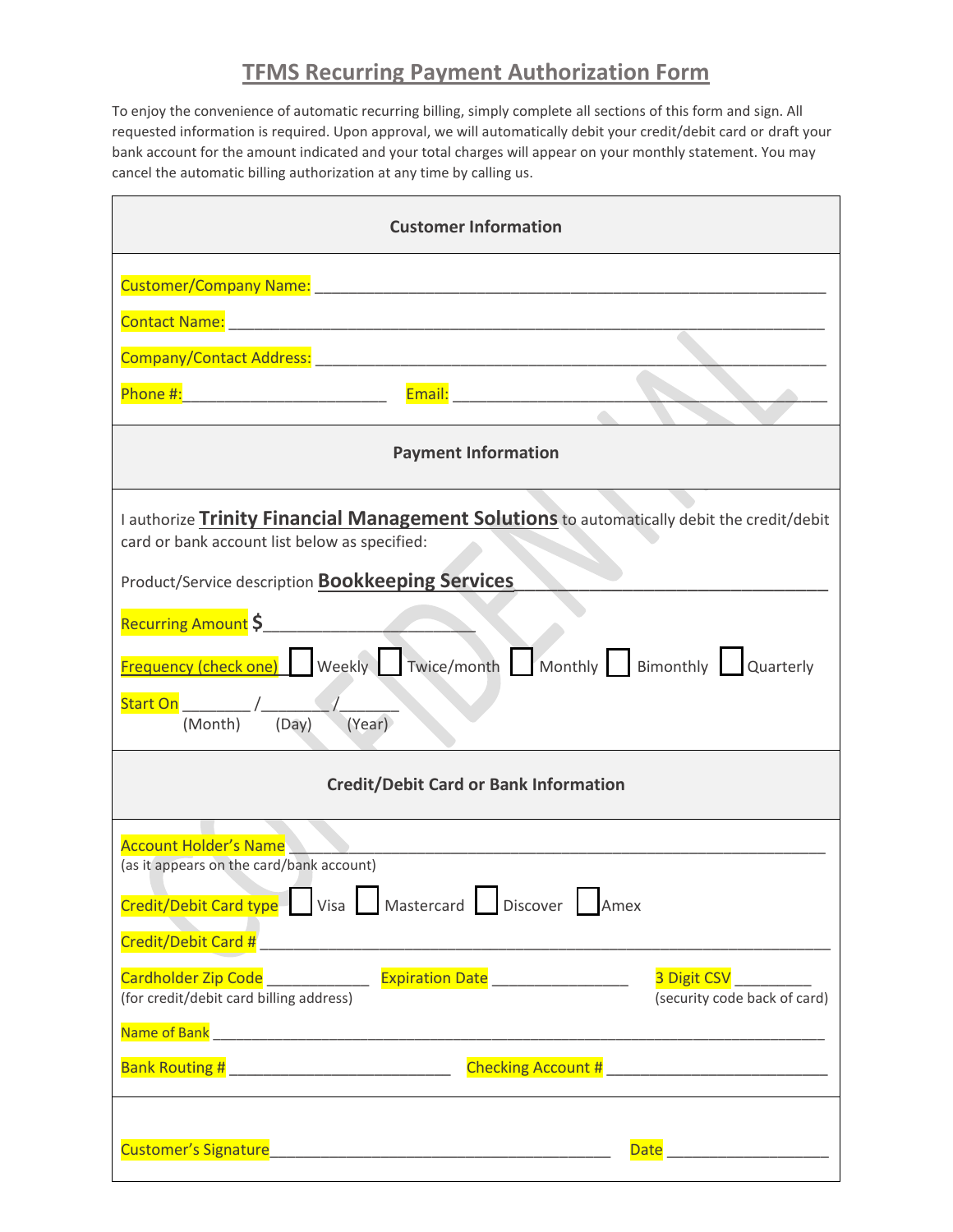# TFMS Recurring Payment Authorization Form

To enjoy the convenience of automatic recurring billing, simply complete all sections of this form and sign. All requested information is required. Upon approval, we will automatically debit your credit/debit card or draft your bank account for the amount indicated and your total charges will appear on your monthly statement. You may cancel the automatic billing authorization at any time by calling us.

## Customer Information

Customer/Company Name: ____________________________________________________________

Contact Name: _____________________________________________________________________

Company/Contact Address: __________________________________________________________

Phone #:________________________ Email: ____________________________________________

## Payment Information

I authorize **Trinity Financial Management Solutions** to automatically debit the credit/debit card or bank account list below as specified:

Product/Service description **Bookkeeping Services**___________________________________

Recurring Amount $________________________

Frequency (check one) ☐ Weekly ☐ Twice/month ☐ Monthly ☐ Bimonthly ☐ Quarterly

Start On ________ /________/_______
(Month) (Day) (Year)

## Credit/Debit Card or Bank Information

Account Holder's Name ____________________________________________________________
(as it appears on the card/bank account)

Credit/Debit Card type ☐ Visa ☐ Mastercard ☐ Discover ☐ Amex

Credit/Debit Card # _______________________________________________________________

Cardholder Zip Code ____________ Expiration Date ________________ 3 Digit CSV _________
(for credit/debit card billing address) (security code back of card)

Name of Bank ______________________________________________________________________

Bank Routing # __________________________ Checking Account # __________________________

Customer's Signature________________________________________ Date ___________________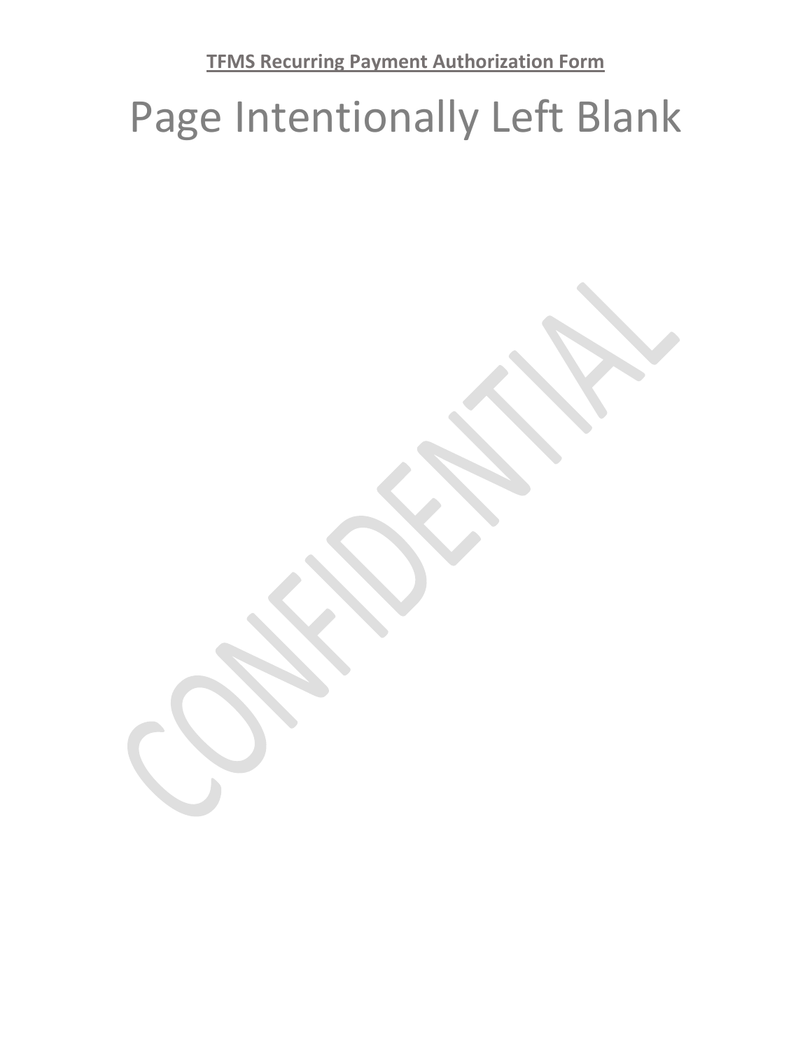**TFMS Recurring Payment Authorization Form**

# Page Intentionally Left Blank

CONFIDENTIAL